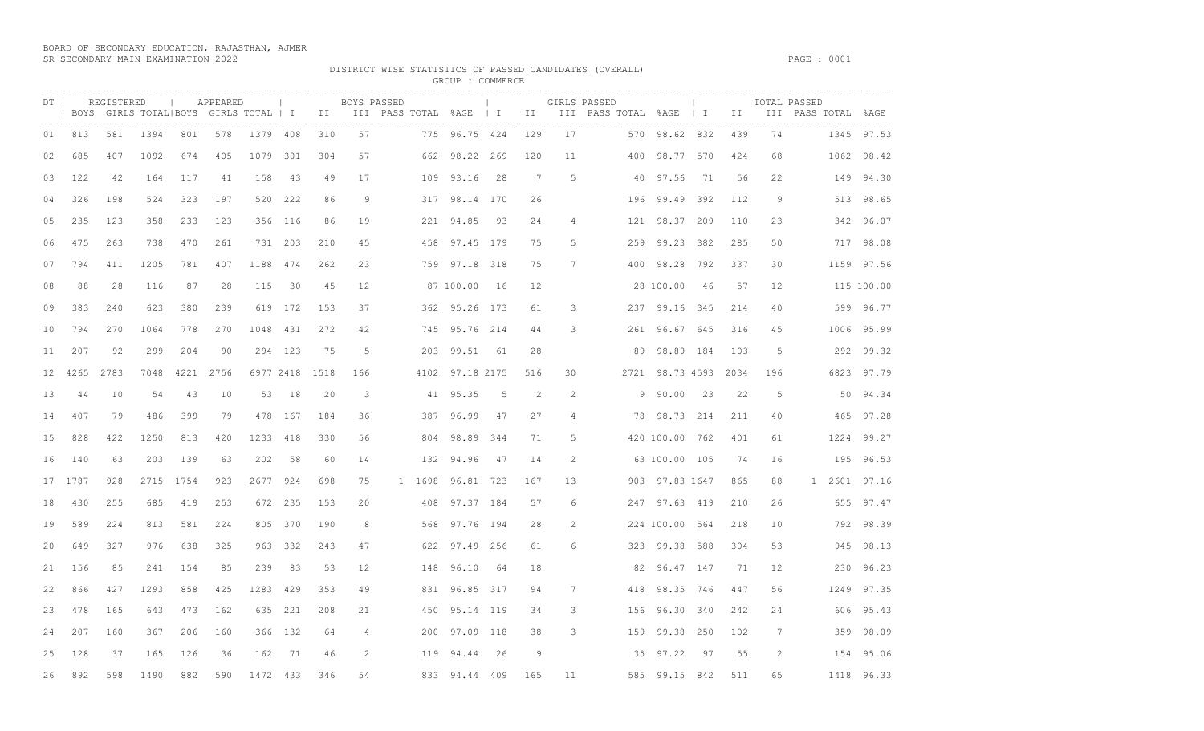BOARD OF SECONDARY EDUCATION, RAJASTHAN, AJMER
SR SECONDARY MAIN EXAMINATION 2022

DISTRICT WISE STATISTICS OF PASSED CANDIDATES (OVERALL)

GROUP : COMMERCE

| DT | REGISTERED | | | APPEARED | | | BOYS PASSED | | | | | | GIRLS PASSED | | | | | | TOTAL PASSED | | | | | |
|---|---|---|---|---|---|---|---|---|---|---|---|---|---|---|---|---|---|---|---|---|---|---|---|---|
| | BOYS | GIRLS | TOTAL | BOYS | GIRLS | TOTAL | I | II | III | PASS | TOTAL | %AGE | I | II | III | PASS | TOTAL | %AGE | I | II | III | PASS | TOTAL | %AGE |
| 01 | 813 | 581 | 1394 | 801 | 578 | 1379 | 408 | 310 | 57 | | 775 | 96.75 | 424 | 129 | 17 | | 570 | 98.62 | 832 | 439 | 74 | | 1345 | 97.53 |
| 02 | 685 | 407 | 1092 | 674 | 405 | 1079 | 301 | 304 | 57 | | 662 | 98.22 | 269 | 120 | 11 | | 400 | 98.77 | 570 | 424 | 68 | | 1062 | 98.42 |
| 03 | 122 | 42 | 164 | 117 | 41 | 158 | 43 | 49 | 17 | | 109 | 93.16 | 28 | 7 | 5 | | 40 | 97.56 | 71 | 56 | 22 | | 149 | 94.30 |
| 04 | 326 | 198 | 524 | 323 | 197 | 520 | 222 | 86 | 9 | | 317 | 98.14 | 170 | 26 | | | 196 | 99.49 | 392 | 112 | 9 | | 513 | 98.65 |
| 05 | 235 | 123 | 358 | 233 | 123 | 356 | 116 | 86 | 19 | | 221 | 94.85 | 93 | 24 | 4 | | 121 | 98.37 | 209 | 110 | 23 | | 342 | 96.07 |
| 06 | 475 | 263 | 738 | 470 | 261 | 731 | 203 | 210 | 45 | | 458 | 97.45 | 179 | 75 | 5 | | 259 | 99.23 | 382 | 285 | 50 | | 717 | 98.08 |
| 07 | 794 | 411 | 1205 | 781 | 407 | 1188 | 474 | 262 | 23 | | 759 | 97.18 | 318 | 75 | 7 | | 400 | 98.28 | 792 | 337 | 30 | | 1159 | 97.56 |
| 08 | 88 | 28 | 116 | 87 | 28 | 115 | 30 | 45 | 12 | | 87 | 100.00 | 16 | 12 | | | 28 | 100.00 | 46 | 57 | 12 | | 115 | 100.00 |
| 09 | 383 | 240 | 623 | 380 | 239 | 619 | 172 | 153 | 37 | | 362 | 95.26 | 173 | 61 | 3 | | 237 | 99.16 | 345 | 214 | 40 | | 599 | 96.77 |
| 10 | 794 | 270 | 1064 | 778 | 270 | 1048 | 431 | 272 | 42 | | 745 | 95.76 | 214 | 44 | 3 | | 261 | 96.67 | 645 | 316 | 45 | | 1006 | 95.99 |
| 11 | 207 | 92 | 299 | 204 | 90 | 294 | 123 | 75 | 5 | | 203 | 99.51 | 61 | 28 | | | 89 | 98.89 | 184 | 103 | 5 | | 292 | 99.32 |
| 12 | 4265 | 2783 | 7048 | 4221 | 2756 | 6977 | 2418 | 1518 | 166 | | 4102 | 97.18 | 2175 | 516 | 30 | | 2721 | 98.73 | 4593 | 2034 | 196 | | 6823 | 97.79 |
| 13 | 44 | 10 | 54 | 43 | 10 | 53 | 18 | 20 | 3 | | 41 | 95.35 | 5 | 2 | 2 | | 9 | 90.00 | 23 | 22 | 5 | | 50 | 94.34 |
| 14 | 407 | 79 | 486 | 399 | 79 | 478 | 167 | 184 | 36 | | 387 | 96.99 | 47 | 27 | 4 | | 78 | 98.73 | 214 | 211 | 40 | | 465 | 97.28 |
| 15 | 828 | 422 | 1250 | 813 | 420 | 1233 | 418 | 330 | 56 | | 804 | 98.89 | 344 | 71 | 5 | | 420 | 100.00 | 762 | 401 | 61 | | 1224 | 99.27 |
| 16 | 140 | 63 | 203 | 139 | 63 | 202 | 58 | 60 | 14 | | 132 | 94.96 | 47 | 14 | 2 | | 63 | 100.00 | 105 | 74 | 16 | | 195 | 96.53 |
| 17 | 1787 | 928 | 2715 | 1754 | 923 | 2677 | 924 | 698 | 75 | 1 | 1698 | 96.81 | 723 | 167 | 13 | | 903 | 97.83 | 1647 | 865 | 88 | 1 | 2601 | 97.16 |
| 18 | 430 | 255 | 685 | 419 | 253 | 672 | 235 | 153 | 20 | | 408 | 97.37 | 184 | 57 | 6 | | 247 | 97.63 | 419 | 210 | 26 | | 655 | 97.47 |
| 19 | 589 | 224 | 813 | 581 | 224 | 805 | 370 | 190 | 8 | | 568 | 97.76 | 194 | 28 | 2 | | 224 | 100.00 | 564 | 218 | 10 | | 792 | 98.39 |
| 20 | 649 | 327 | 976 | 638 | 325 | 963 | 332 | 243 | 47 | | 622 | 97.49 | 256 | 61 | 6 | | 323 | 99.38 | 588 | 304 | 53 | | 945 | 98.13 |
| 21 | 156 | 85 | 241 | 154 | 85 | 239 | 83 | 53 | 12 | | 148 | 96.10 | 64 | 18 | | | 82 | 96.47 | 147 | 71 | 12 | | 230 | 96.23 |
| 22 | 866 | 427 | 1293 | 858 | 425 | 1283 | 429 | 353 | 49 | | 831 | 96.85 | 317 | 94 | 7 | | 418 | 98.35 | 746 | 447 | 56 | | 1249 | 97.35 |
| 23 | 478 | 165 | 643 | 473 | 162 | 635 | 221 | 208 | 21 | | 450 | 95.14 | 119 | 34 | 3 | | 156 | 96.30 | 340 | 242 | 24 | | 606 | 95.43 |
| 24 | 207 | 160 | 367 | 206 | 160 | 366 | 132 | 64 | 4 | | 200 | 97.09 | 118 | 38 | 3 | | 159 | 99.38 | 250 | 102 | 7 | | 359 | 98.09 |
| 25 | 128 | 37 | 165 | 126 | 36 | 162 | 71 | 46 | 2 | | 119 | 94.44 | 26 | 9 | | | 35 | 97.22 | 97 | 55 | 2 | | 154 | 95.06 |
| 26 | 892 | 598 | 1490 | 882 | 590 | 1472 | 433 | 346 | 54 | | 833 | 94.44 | 409 | 165 | 11 | | 585 | 99.15 | 842 | 511 | 65 | | 1418 | 96.33 |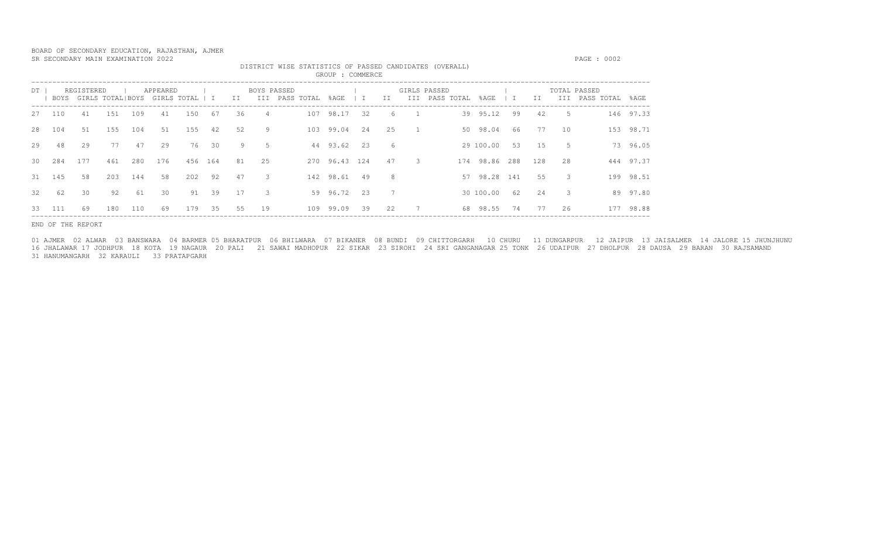BOARD OF SECONDARY EDUCATION, RAJASTHAN, AJMER
SR SECONDARY MAIN EXAMINATION 2022

DISTRICT WISE STATISTICS OF PASSED CANDIDATES (OVERALL)
GROUP : COMMERCE

| DT | REGISTERED | | | APPEARED | | | BOYS PASSED | | | | | GIRLS PASSED | | | | | TOTAL PASSED | | | | |
|---|---|---|---|---|---|---|---|---|---|---|---|---|---|---|---|---|---|---|---|---|---|
| | BOYS | GIRLS | TOTAL | BOYS | GIRLS | TOTAL | I | II | III | PASS TOTAL | %AGE | I | II | III | PASS TOTAL | %AGE | I | II | III | PASS TOTAL | %AGE |
| 27 | 110 | 41 | 151 | 109 | 41 | 150 | 67 | 36 | 4 | 107 | 98.17 | 32 | 6 | 1 | 39 | 95.12 | 99 | 42 | 5 | 146 | 97.33 |
| 28 | 104 | 51 | 155 | 104 | 51 | 155 | 42 | 52 | 9 | 103 | 99.04 | 24 | 25 | 1 | 50 | 98.04 | 66 | 77 | 10 | 153 | 98.71 |
| 29 | 48 | 29 | 77 | 47 | 29 | 76 | 30 | 9 | 5 | 44 | 93.62 | 23 | 6 | | 29 | 100.00 | 53 | 15 | 5 | 73 | 96.05 |
| 30 | 284 | 177 | 461 | 280 | 176 | 456 | 164 | 81 | 25 | 270 | 96.43 | 124 | 47 | 3 | 174 | 98.86 | 288 | 128 | 28 | 444 | 97.37 |
| 31 | 145 | 58 | 203 | 144 | 58 | 202 | 92 | 47 | 3 | 142 | 98.61 | 49 | 8 | | 57 | 98.28 | 141 | 55 | 3 | 199 | 98.51 |
| 32 | 62 | 30 | 92 | 61 | 30 | 91 | 39 | 17 | 3 | 59 | 96.72 | 23 | 7 | | 30 | 100.00 | 62 | 24 | 3 | 89 | 97.80 |
| 33 | 111 | 69 | 180 | 110 | 69 | 179 | 35 | 55 | 19 | 109 | 99.09 | 39 | 22 | 7 | 68 | 98.55 | 74 | 77 | 26 | 177 | 98.88 |

END OF THE REPORT

01 AJMER 02 ALWAR 03 BANSWARA 04 BARMER 05 BHARATPUR 06 BHILWARA 07 BIKANER 08 BUNDI 09 CHITTORGARH 10 CHURU 11 DUNGARPUR 12 JAIPUR 13 JAISALMER 14 JALORE 15 JHUNJHUNU 16 JHALAWAR 17 JODHPUR 18 KOTA 19 NAGAUR 20 PALI 21 SAWAI MADHOPUR 22 SIKAR 23 SIROHI 24 SRI GANGANAGAR 25 TONK 26 UDAIPUR 27 DHOLPUR 28 DAUSA 29 BARAN 30 RAJSAMAND 31 HANUMANGARH 32 KARAULI 33 PRATAPGARH